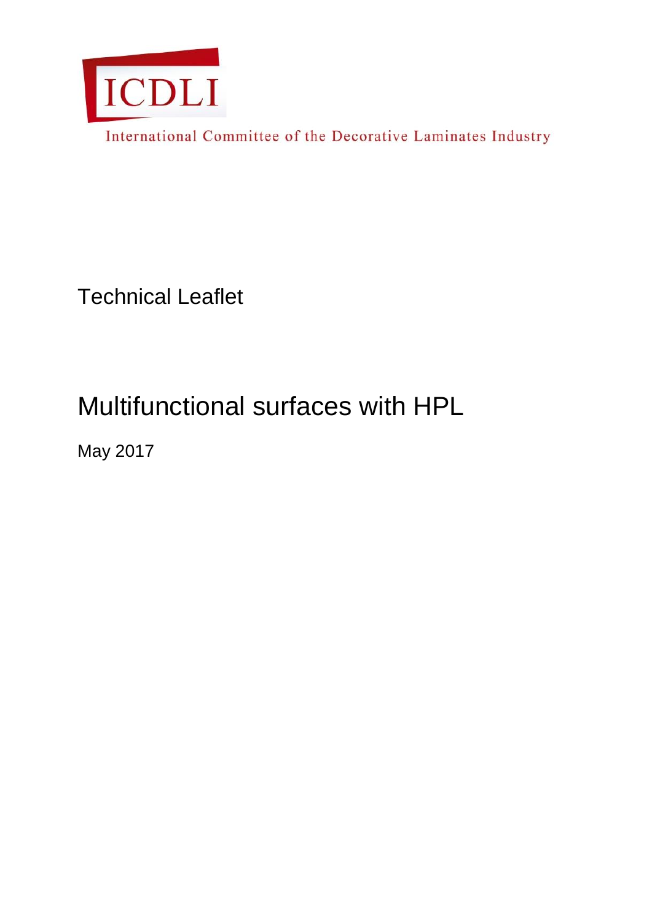ICDLI

International Committee of the Decorative Laminates Industry

Technical Leaflet

# Multifunctional surfaces with HPL

May 2017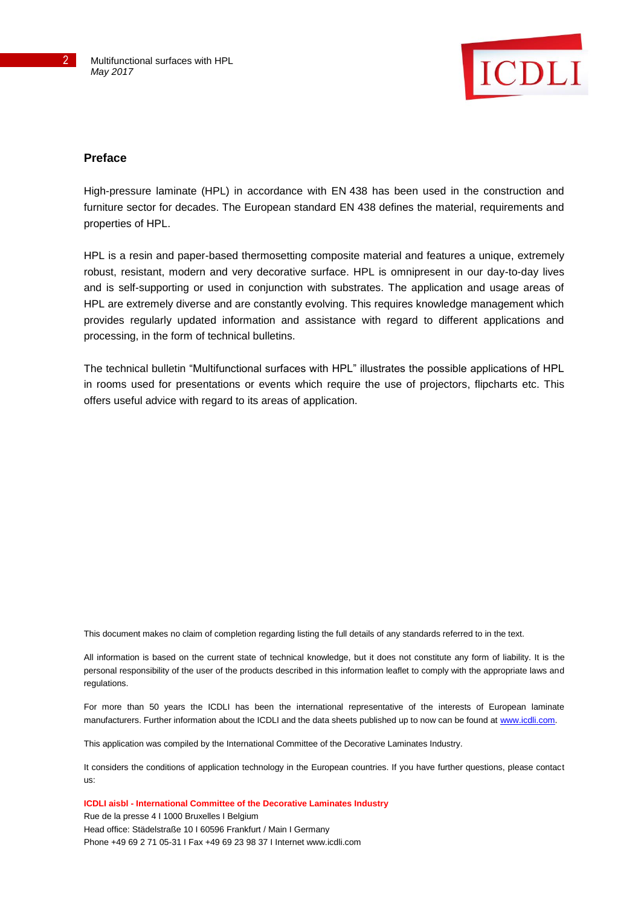## Preface

High-pressure laminate (HPL) in accordance with EN 438 has been used in the construction and furniture sector for decades. The European standard EN 438 defines the material, requirements and properties of HPL.

HPL is a resin and paper-based thermosetting composite material and features a unique, extremely robust, resistant, modern and very decorative surface. HPL is omnipresent in our day-to-day lives and is self-supporting or used in conjunction with substrates. The application and usage areas of HPL are extremely diverse and are constantly evolving. This requires knowledge management which provides regularly updated information and assistance with regard to different applications and processing, in the form of technical bulletins.

The technical bulletin "Multifunctional surfaces with HPL" illustrates the possible applications of HPL in rooms used for presentations or events which require the use of projectors, flipcharts etc. This offers useful advice with regard to its areas of application.

This document makes no claim of completion regarding listing the full details of any standards referred to in the text.

All information is based on the current state of technical knowledge, but it does not constitute any form of liability. It is the personal responsibility of the user of the products described in this information leaflet to comply with the appropriate laws and regulations.

For more than 50 years the ICDLI has been the international representative of the interests of European laminate manufacturers. Further information about the ICDLI and the data sheets published up to now can be found at www.icdli.com.

This application was compiled by the International Committee of the Decorative Laminates Industry.

It considers the conditions of application technology in the European countries. If you have further questions, please contact us:

**ICDLI aisbl - International Committee of the Decorative Laminates Industry**
Rue de la presse 4 I 1000 Bruxelles I Belgium
Head office: Städelstraße 10 I 60596 Frankfurt / Main I Germany
Phone +49 69 2 71 05-31 I Fax +49 69 23 98 37 I Internet www.icdli.com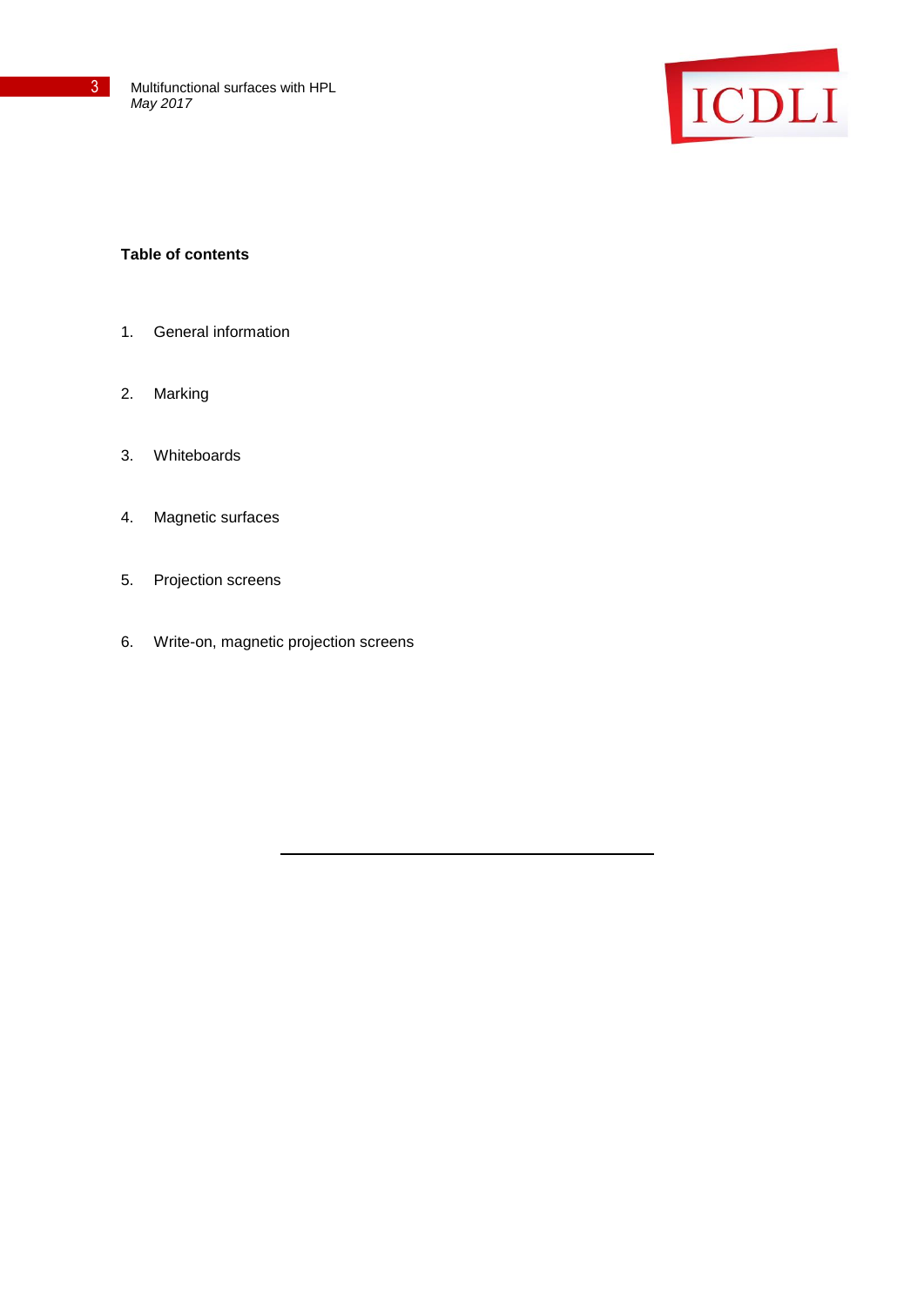**Table of contents**

1. General information
2. Marking
3. Whiteboards
4. Magnetic surfaces
5. Projection screens
6. Write-on, magnetic projection screens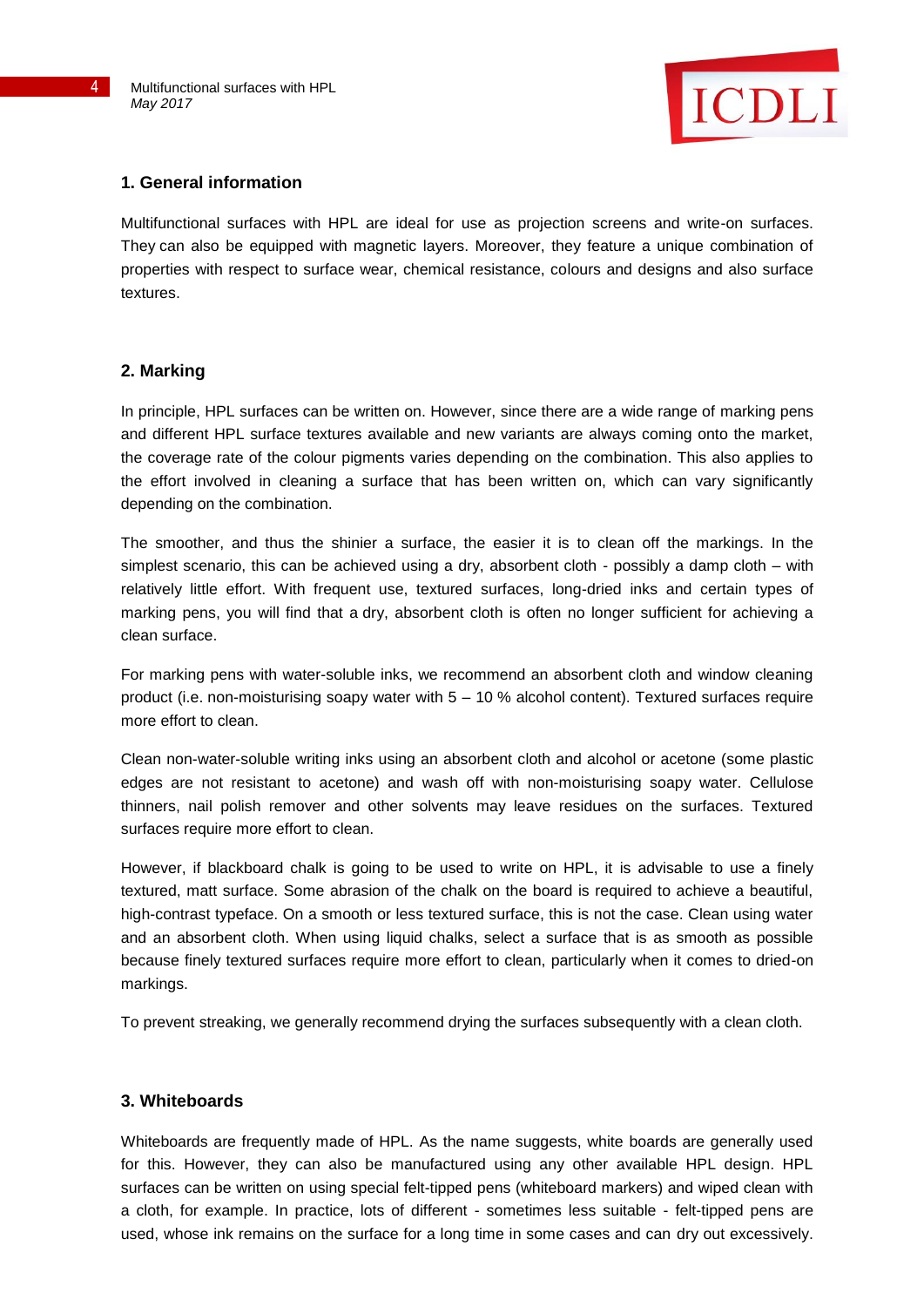## 1. General information

Multifunctional surfaces with HPL are ideal for use as projection screens and write-on surfaces. They can also be equipped with magnetic layers. Moreover, they feature a unique combination of properties with respect to surface wear, chemical resistance, colours and designs and also surface textures.

## 2. Marking

In principle, HPL surfaces can be written on. However, since there are a wide range of marking pens and different HPL surface textures available and new variants are always coming onto the market, the coverage rate of the colour pigments varies depending on the combination. This also applies to the effort involved in cleaning a surface that has been written on, which can vary significantly depending on the combination.

The smoother, and thus the shinier a surface, the easier it is to clean off the markings. In the simplest scenario, this can be achieved using a dry, absorbent cloth - possibly a damp cloth – with relatively little effort. With frequent use, textured surfaces, long-dried inks and certain types of marking pens, you will find that a dry, absorbent cloth is often no longer sufficient for achieving a clean surface.

For marking pens with water-soluble inks, we recommend an absorbent cloth and window cleaning product (i.e. non-moisturising soapy water with 5 – 10 % alcohol content). Textured surfaces require more effort to clean.

Clean non-water-soluble writing inks using an absorbent cloth and alcohol or acetone (some plastic edges are not resistant to acetone) and wash off with non-moisturising soapy water. Cellulose thinners, nail polish remover and other solvents may leave residues on the surfaces. Textured surfaces require more effort to clean.

However, if blackboard chalk is going to be used to write on HPL, it is advisable to use a finely textured, matt surface. Some abrasion of the chalk on the board is required to achieve a beautiful, high-contrast typeface. On a smooth or less textured surface, this is not the case. Clean using water and an absorbent cloth. When using liquid chalks, select a surface that is as smooth as possible because finely textured surfaces require more effort to clean, particularly when it comes to dried-on markings.

To prevent streaking, we generally recommend drying the surfaces subsequently with a clean cloth.

## 3. Whiteboards

Whiteboards are frequently made of HPL. As the name suggests, white boards are generally used for this. However, they can also be manufactured using any other available HPL design. HPL surfaces can be written on using special felt-tipped pens (whiteboard markers) and wiped clean with a cloth, for example. In practice, lots of different - sometimes less suitable - felt-tipped pens are used, whose ink remains on the surface for a long time in some cases and can dry out excessively.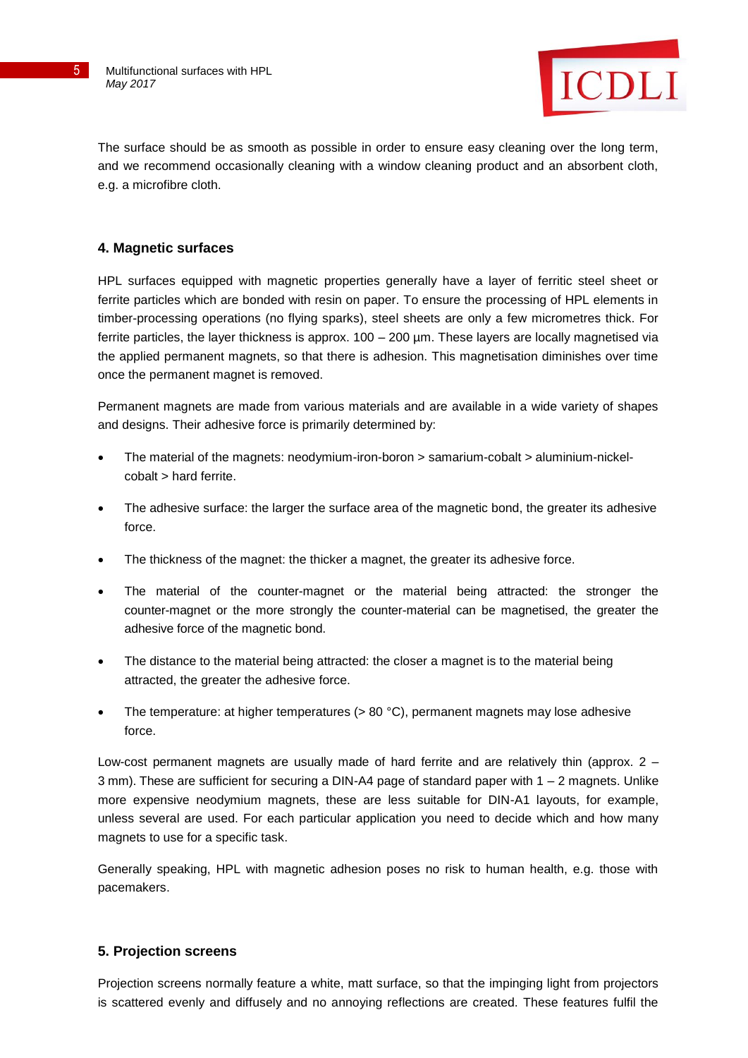The surface should be as smooth as possible in order to ensure easy cleaning over the long term, and we recommend occasionally cleaning with a window cleaning product and an absorbent cloth, e.g. a microfibre cloth.

## 4. Magnetic surfaces

HPL surfaces equipped with magnetic properties generally have a layer of ferritic steel sheet or ferrite particles which are bonded with resin on paper. To ensure the processing of HPL elements in timber-processing operations (no flying sparks), steel sheets are only a few micrometres thick. For ferrite particles, the layer thickness is approx. 100 – 200 µm. These layers are locally magnetised via the applied permanent magnets, so that there is adhesion. This magnetisation diminishes over time once the permanent magnet is removed.

Permanent magnets are made from various materials and are available in a wide variety of shapes and designs. Their adhesive force is primarily determined by:

- The material of the magnets: neodymium-iron-boron > samarium-cobalt > aluminium-nickel-cobalt > hard ferrite.
- The adhesive surface: the larger the surface area of the magnetic bond, the greater its adhesive force.
- The thickness of the magnet: the thicker a magnet, the greater its adhesive force.
- The material of the counter-magnet or the material being attracted: the stronger the counter-magnet or the more strongly the counter-material can be magnetised, the greater the adhesive force of the magnetic bond.
- The distance to the material being attracted: the closer a magnet is to the material being attracted, the greater the adhesive force.
- The temperature: at higher temperatures (> 80 °C), permanent magnets may lose adhesive force.

Low-cost permanent magnets are usually made of hard ferrite and are relatively thin (approx. 2 – 3 mm). These are sufficient for securing a DIN-A4 page of standard paper with 1 – 2 magnets. Unlike more expensive neodymium magnets, these are less suitable for DIN-A1 layouts, for example, unless several are used. For each particular application you need to decide which and how many magnets to use for a specific task.

Generally speaking, HPL with magnetic adhesion poses no risk to human health, e.g. those with pacemakers.

## 5. Projection screens

Projection screens normally feature a white, matt surface, so that the impinging light from projectors is scattered evenly and diffusely and no annoying reflections are created. These features fulfil the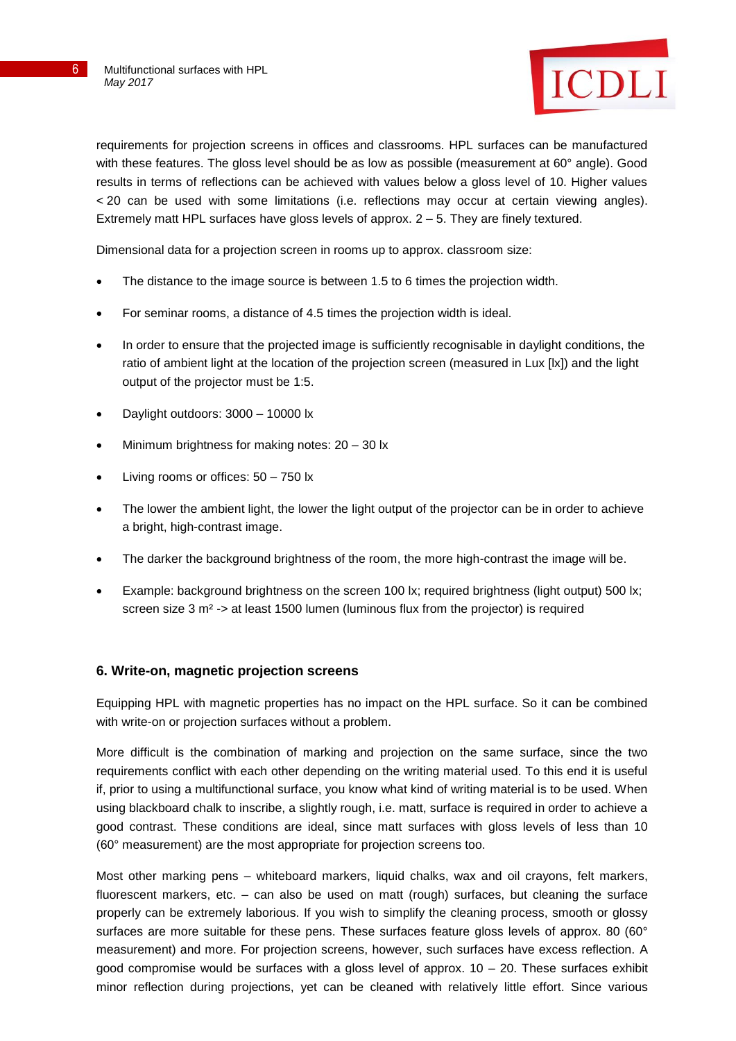requirements for projection screens in offices and classrooms. HPL surfaces can be manufactured with these features. The gloss level should be as low as possible (measurement at 60° angle). Good results in terms of reflections can be achieved with values below a gloss level of 10. Higher values < 20 can be used with some limitations (i.e. reflections may occur at certain viewing angles). Extremely matt HPL surfaces have gloss levels of approx. 2 – 5. They are finely textured.

Dimensional data for a projection screen in rooms up to approx. classroom size:

- The distance to the image source is between 1.5 to 6 times the projection width.
- For seminar rooms, a distance of 4.5 times the projection width is ideal.
- In order to ensure that the projected image is sufficiently recognisable in daylight conditions, the ratio of ambient light at the location of the projection screen (measured in Lux [lx]) and the light output of the projector must be 1:5.
- Daylight outdoors: 3000 – 10000 lx
- Minimum brightness for making notes: 20 – 30 lx
- Living rooms or offices: 50 – 750 lx
- The lower the ambient light, the lower the light output of the projector can be in order to achieve a bright, high-contrast image.
- The darker the background brightness of the room, the more high-contrast the image will be.
- Example: background brightness on the screen 100 lx; required brightness (light output) 500 lx; screen size 3 m² -> at least 1500 lumen (luminous flux from the projector) is required

## 6. Write-on, magnetic projection screens

Equipping HPL with magnetic properties has no impact on the HPL surface. So it can be combined with write-on or projection surfaces without a problem.

More difficult is the combination of marking and projection on the same surface, since the two requirements conflict with each other depending on the writing material used. To this end it is useful if, prior to using a multifunctional surface, you know what kind of writing material is to be used. When using blackboard chalk to inscribe, a slightly rough, i.e. matt, surface is required in order to achieve a good contrast. These conditions are ideal, since matt surfaces with gloss levels of less than 10 (60° measurement) are the most appropriate for projection screens too.

Most other marking pens – whiteboard markers, liquid chalks, wax and oil crayons, felt markers, fluorescent markers, etc. – can also be used on matt (rough) surfaces, but cleaning the surface properly can be extremely laborious. If you wish to simplify the cleaning process, smooth or glossy surfaces are more suitable for these pens. These surfaces feature gloss levels of approx. 80 (60° measurement) and more. For projection screens, however, such surfaces have excess reflection. A good compromise would be surfaces with a gloss level of approx. 10 – 20. These surfaces exhibit minor reflection during projections, yet can be cleaned with relatively little effort. Since various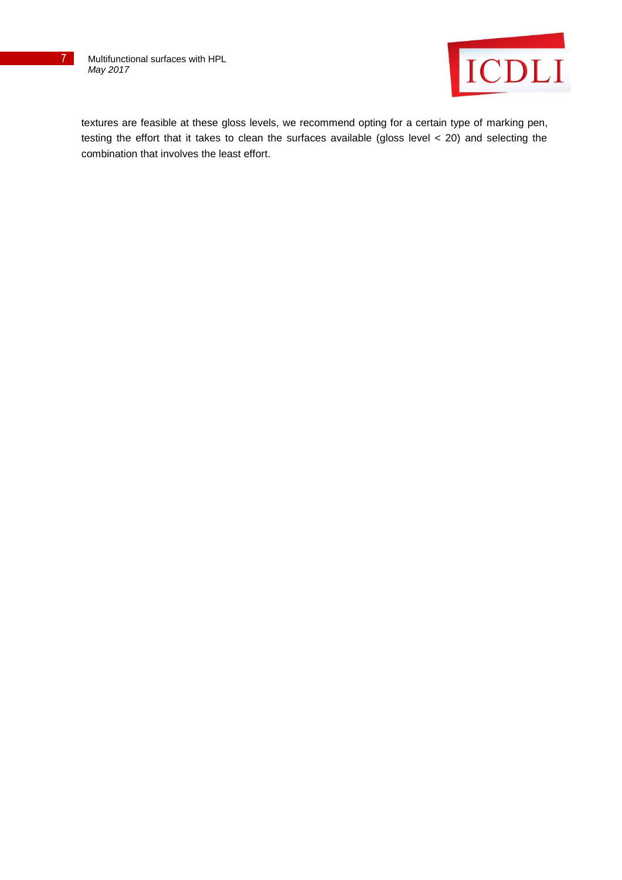textures are feasible at these gloss levels, we recommend opting for a certain type of marking pen, testing the effort that it takes to clean the surfaces available (gloss level < 20) and selecting the combination that involves the least effort.